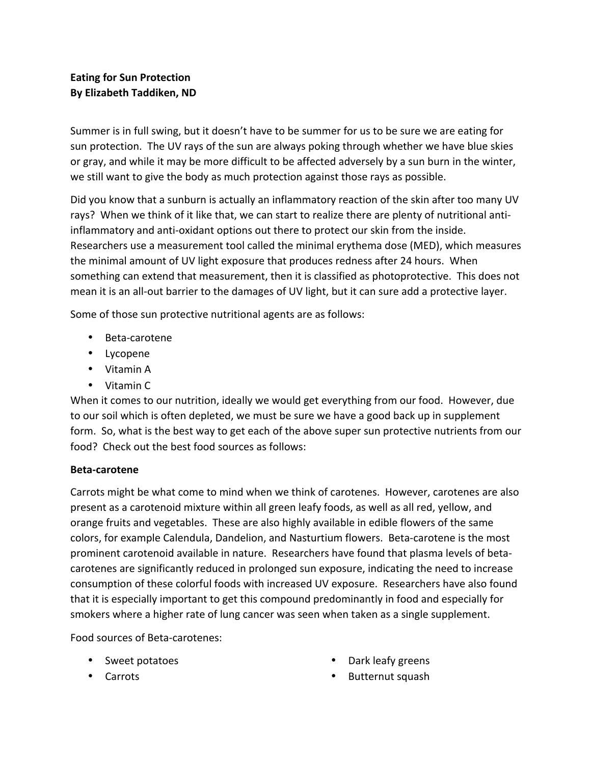**Eating for Sun Protection**
**By Elizabeth Taddiken, ND**

Summer is in full swing, but it doesn't have to be summer for us to be sure we are eating for sun protection. The UV rays of the sun are always poking through whether we have blue skies or gray, and while it may be more difficult to be affected adversely by a sun burn in the winter, we still want to give the body as much protection against those rays as possible.

Did you know that a sunburn is actually an inflammatory reaction of the skin after too many UV rays? When we think of it like that, we can start to realize there are plenty of nutritional anti-inflammatory and anti-oxidant options out there to protect our skin from the inside. Researchers use a measurement tool called the minimal erythema dose (MED), which measures the minimal amount of UV light exposure that produces redness after 24 hours. When something can extend that measurement, then it is classified as photoprotective. This does not mean it is an all-out barrier to the damages of UV light, but it can sure add a protective layer.

Some of those sun protective nutritional agents are as follows:

- Beta-carotene
- Lycopene
- Vitamin A
- Vitamin C

When it comes to our nutrition, ideally we would get everything from our food. However, due to our soil which is often depleted, we must be sure we have a good back up in supplement form. So, what is the best way to get each of the above super sun protective nutrients from our food? Check out the best food sources as follows:

**Beta-carotene**

Carrots might be what come to mind when we think of carotenes. However, carotenes are also present as a carotenoid mixture within all green leafy foods, as well as all red, yellow, and orange fruits and vegetables. These are also highly available in edible flowers of the same colors, for example Calendula, Dandelion, and Nasturtium flowers. Beta-carotene is the most prominent carotenoid available in nature. Researchers have found that plasma levels of beta-carotenes are significantly reduced in prolonged sun exposure, indicating the need to increase consumption of these colorful foods with increased UV exposure. Researchers have also found that it is especially important to get this compound predominantly in food and especially for smokers where a higher rate of lung cancer was seen when taken as a single supplement.

Food sources of Beta-carotenes:

- Sweet potatoes
- Carrots
- Dark leafy greens
- Butternut squash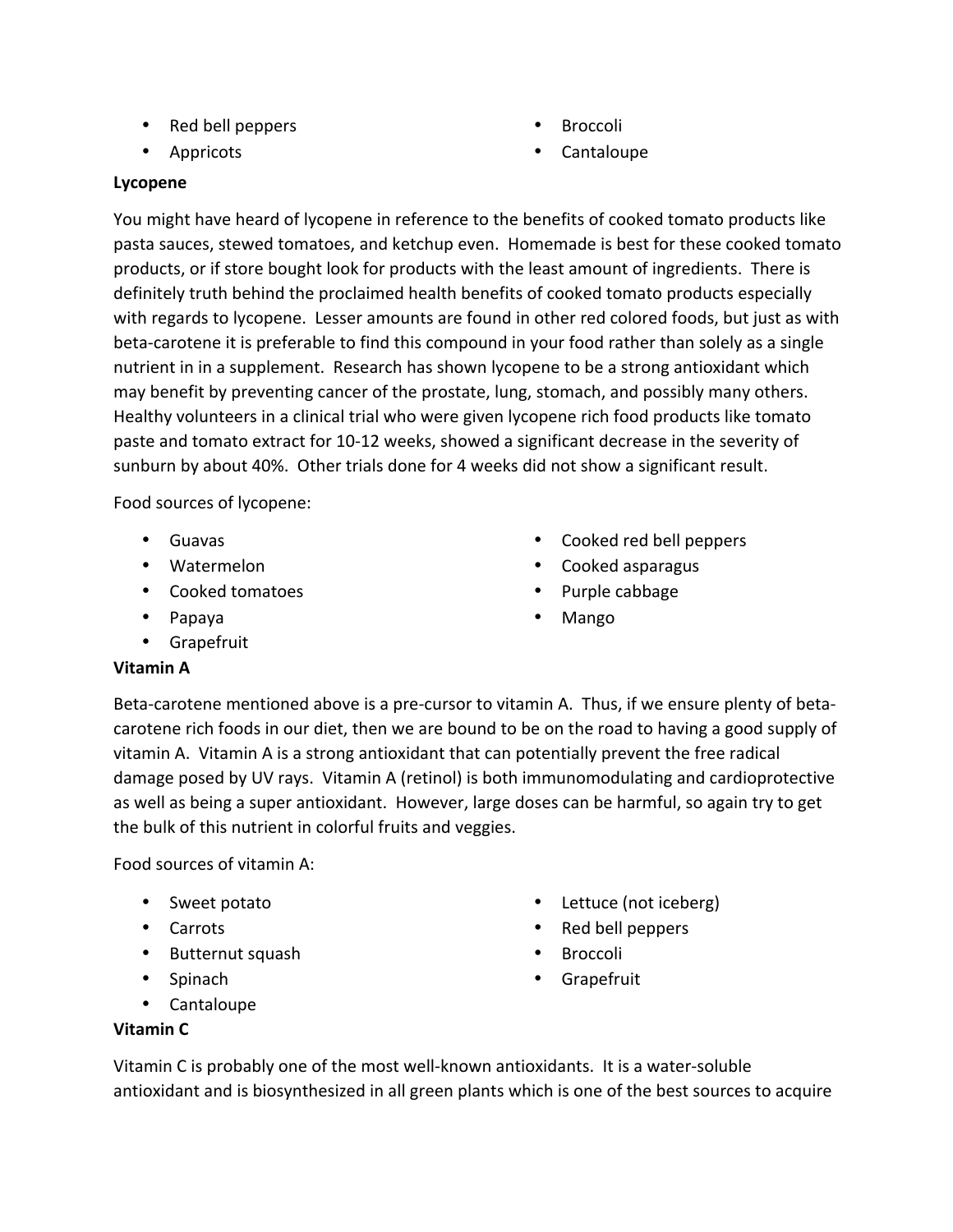- Red bell peppers
- Appricots
- Broccoli
- Cantaloupe

**Lycopene**

You might have heard of lycopene in reference to the benefits of cooked tomato products like pasta sauces, stewed tomatoes, and ketchup even. Homemade is best for these cooked tomato products, or if store bought look for products with the least amount of ingredients. There is definitely truth behind the proclaimed health benefits of cooked tomato products especially with regards to lycopene. Lesser amounts are found in other red colored foods, but just as with beta-carotene it is preferable to find this compound in your food rather than solely as a single nutrient in in a supplement. Research has shown lycopene to be a strong antioxidant which may benefit by preventing cancer of the prostate, lung, stomach, and possibly many others. Healthy volunteers in a clinical trial who were given lycopene rich food products like tomato paste and tomato extract for 10-12 weeks, showed a significant decrease in the severity of sunburn by about 40%. Other trials done for 4 weeks did not show a significant result.

Food sources of lycopene:

- Guavas
- Watermelon
- Cooked tomatoes
- Papaya
- Grapefruit
- Cooked red bell peppers
- Cooked asparagus
- Purple cabbage
- Mango

**Vitamin A**

Beta-carotene mentioned above is a pre-cursor to vitamin A. Thus, if we ensure plenty of beta-carotene rich foods in our diet, then we are bound to be on the road to having a good supply of vitamin A. Vitamin A is a strong antioxidant that can potentially prevent the free radical damage posed by UV rays. Vitamin A (retinol) is both immunomodulating and cardioprotective as well as being a super antioxidant. However, large doses can be harmful, so again try to get the bulk of this nutrient in colorful fruits and veggies.

Food sources of vitamin A:

- Sweet potato
- Carrots
- Butternut squash
- Spinach
- Cantaloupe
- Lettuce (not iceberg)
- Red bell peppers
- Broccoli
- Grapefruit

**Vitamin C**

Vitamin C is probably one of the most well-known antioxidants. It is a water-soluble antioxidant and is biosynthesized in all green plants which is one of the best sources to acquire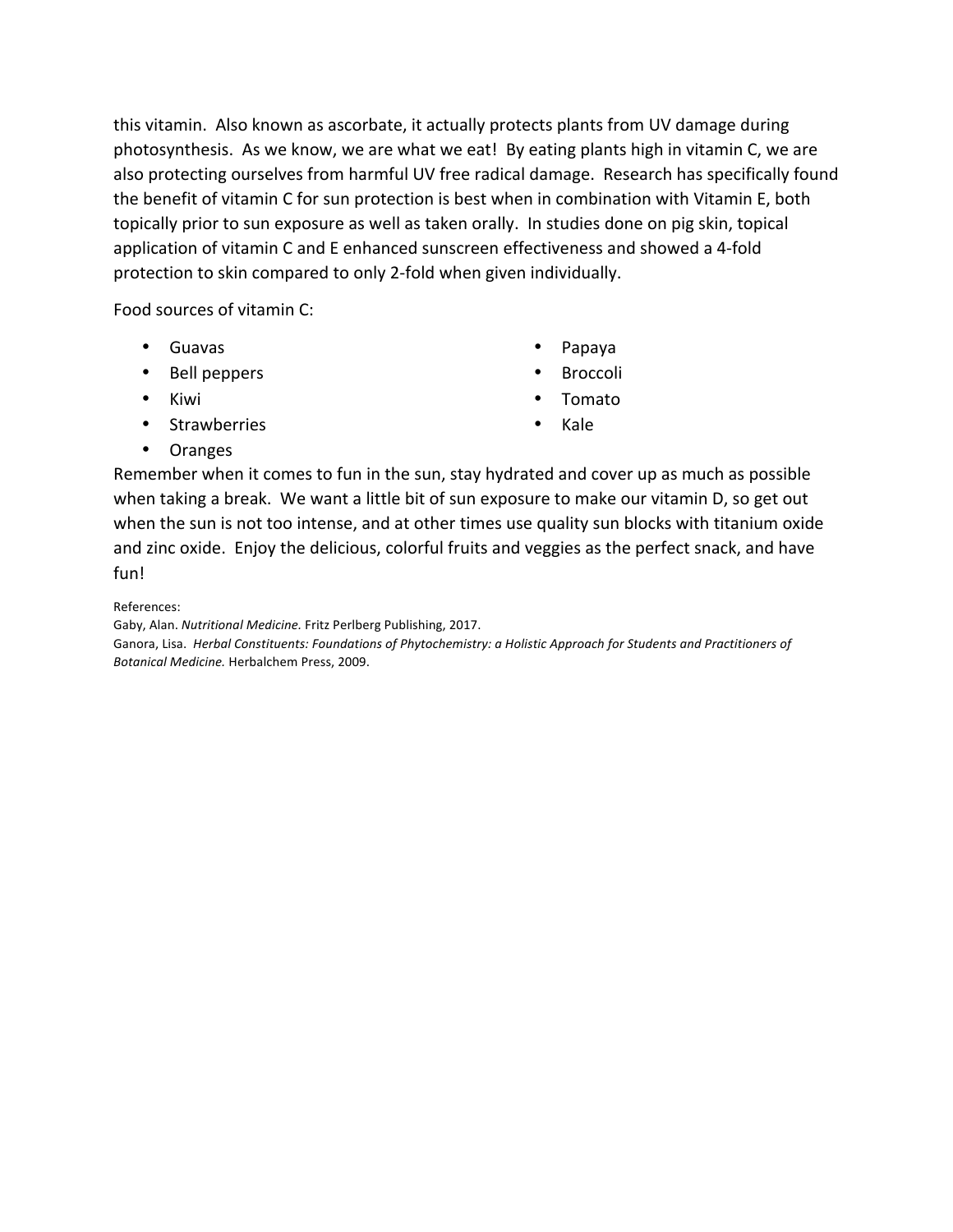this vitamin. Also known as ascorbate, it actually protects plants from UV damage during photosynthesis. As we know, we are what we eat! By eating plants high in vitamin C, we are also protecting ourselves from harmful UV free radical damage. Research has specifically found the benefit of vitamin C for sun protection is best when in combination with Vitamin E, both topically prior to sun exposure as well as taken orally. In studies done on pig skin, topical application of vitamin C and E enhanced sunscreen effectiveness and showed a 4-fold protection to skin compared to only 2-fold when given individually.

Food sources of vitamin C:

- Guavas
- Bell peppers
- Kiwi
- Strawberries
- Oranges
- Papaya
- Broccoli
- Tomato
- Kale

Remember when it comes to fun in the sun, stay hydrated and cover up as much as possible when taking a break. We want a little bit of sun exposure to make our vitamin D, so get out when the sun is not too intense, and at other times use quality sun blocks with titanium oxide and zinc oxide. Enjoy the delicious, colorful fruits and veggies as the perfect snack, and have fun!

References:
Gaby, Alan. *Nutritional Medicine.* Fritz Perlberg Publishing, 2017.
Ganora, Lisa. *Herbal Constituents: Foundations of Phytochemistry: a Holistic Approach for Students and Practitioners of Botanical Medicine.* Herbalchem Press, 2009.